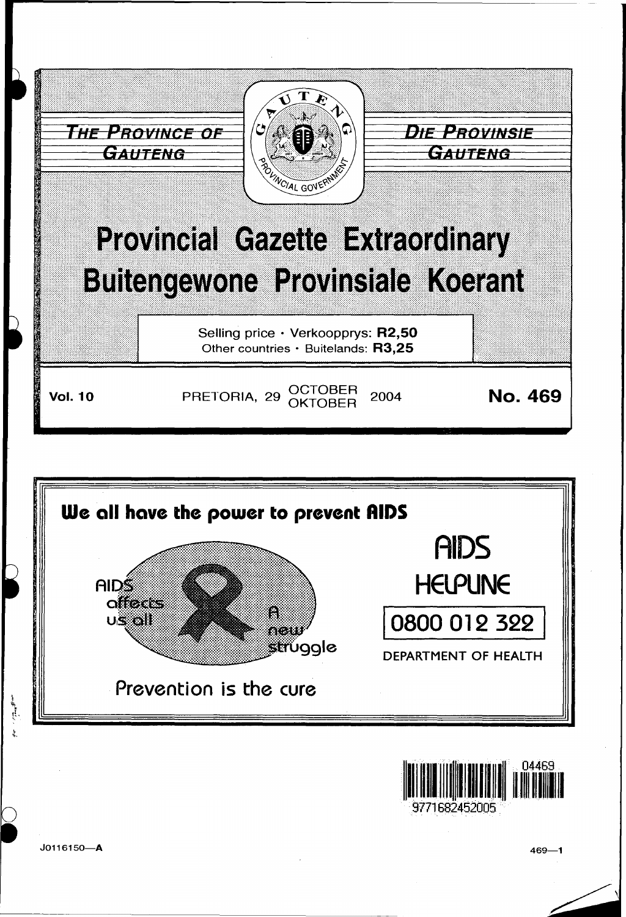THE PROVINCE OF GAUTENG

DIE PROVINSIE GAUTENG

# Provincial Gazette Extraordinary
# Buitengewone Provinsiale Koerant

Selling price · Verkoopprys: **R2,50**
Other countries · Buitelands: **R3,25**

**Vol. 10** PRETORIA, 29 OCTOBER / OKTOBER 2004 **No. 469**

**We all have the power to prevent AIDS**

AIDS affects us all

A new struggle

Prevention is the cure

AIDS HELPLINE

0800 012 322

DEPARTMENT OF HEALTH

J0116150—A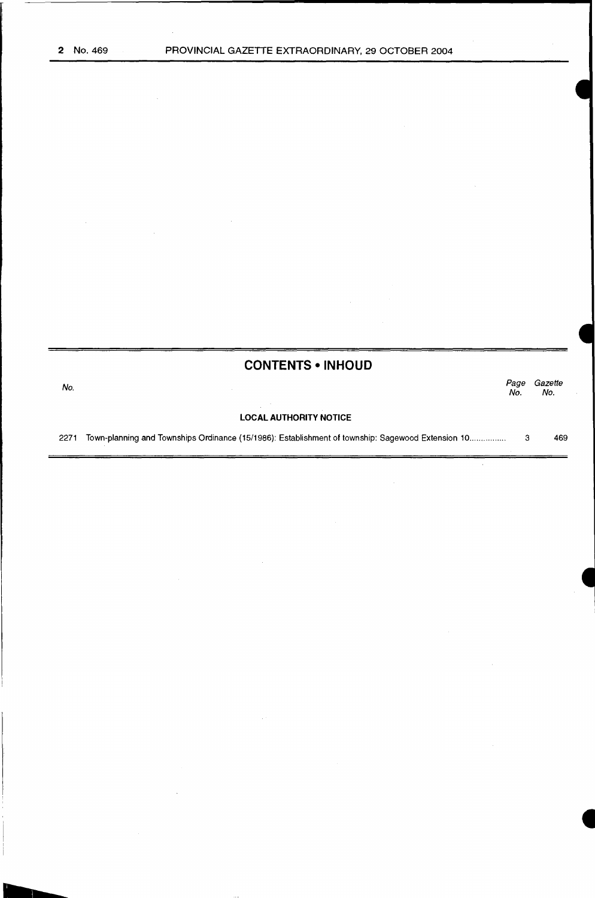## CONTENTS • INHOUD

| No. | | Page No. | Gazette No. |
|---|---|---|---|
| | **LOCAL AUTHORITY NOTICE** | | |
| 2271 | Town-planning and Townships Ordinance (15/1986): Establishment of township: Sagewood Extension 10 | 3 | 469 |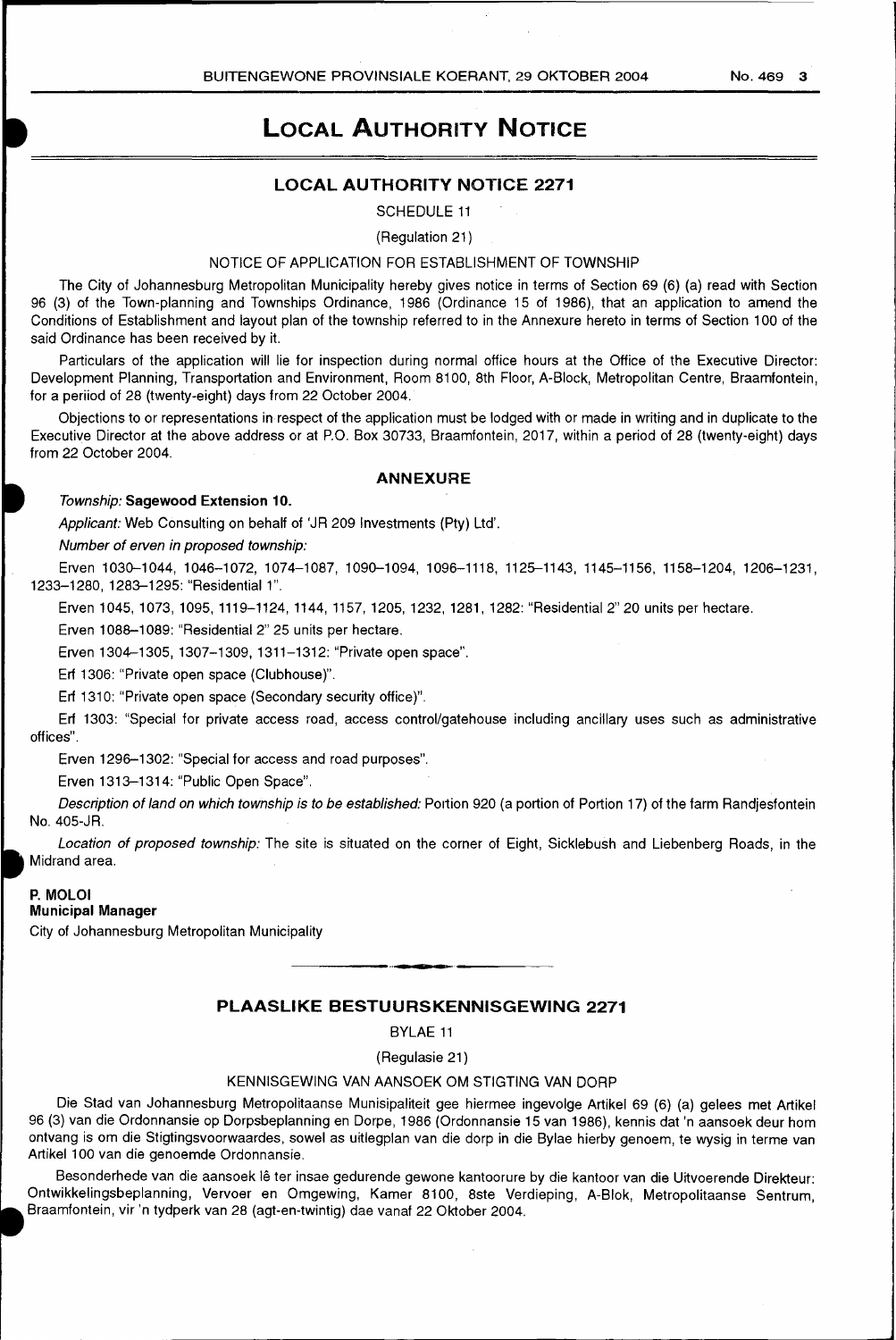# LOCAL AUTHORITY NOTICE

## LOCAL AUTHORITY NOTICE 2271

SCHEDULE 11

(Regulation 21)

NOTICE OF APPLICATION FOR ESTABLISHMENT OF TOWNSHIP

The City of Johannesburg Metropolitan Municipality hereby gives notice in terms of Section 69 (6) (a) read with Section 96 (3) of the Town-planning and Townships Ordinance, 1986 (Ordinance 15 of 1986), that an application to amend the Conditions of Establishment and layout plan of the township referred to in the Annexure hereto in terms of Section 100 of the said Ordinance has been received by it.

Particulars of the application will lie for inspection during normal office hours at the Office of the Executive Director: Development Planning, Transportation and Environment, Room 8100, 8th Floor, A-Block, Metropolitan Centre, Braamfontein, for a period of 28 (twenty-eight) days from 22 October 2004.

Objections to or representations in respect of the application must be lodged with or made in writing and in duplicate to the Executive Director at the above address or at P.O. Box 30733, Braamfontein, 2017, within a period of 28 (twenty-eight) days from 22 October 2004.

### ANNEXURE

*Township:* **Sagewood Extension 10.**

*Applicant:* Web Consulting on behalf of 'JR 209 Investments (Pty) Ltd'.

*Number of erven in proposed township:*

Erven 1030–1044, 1046–1072, 1074–1087, 1090–1094, 1096–1118, 1125–1143, 1145–1156, 1158–1204, 1206–1231, 1233–1280, 1283–1295: "Residential 1".

Erven 1045, 1073, 1095, 1119–1124, 1144, 1157, 1205, 1232, 1281, 1282: "Residential 2" 20 units per hectare.

Erven 1088–1089: "Residential 2" 25 units per hectare.

Erven 1304–1305, 1307–1309, 1311–1312: "Private open space".

Erf 1306: "Private open space (Clubhouse)".

Erf 1310: "Private open space (Secondary security office)".

Erf 1303: "Special for private access road, access control/gatehouse including ancillary uses such as administrative offices".

Erven 1296–1302: "Special for access and road purposes".

Erven 1313–1314: "Public Open Space".

*Description of land on which township is to be established:* Portion 920 (a portion of Portion 17) of the farm Randjesfontein No. 405-JR.

*Location of proposed township:* The site is situated on the corner of Eight, Sicklebush and Liebenberg Roads, in the Midrand area.

**P. MOLOI**
**Municipal Manager**
City of Johannesburg Metropolitan Municipality

---

## PLAASLIKE BESTUURSKENNISGEWING 2271

BYLAE 11

(Regulasie 21)

KENNISGEWING VAN AANSOEK OM STIGTING VAN DORP

Die Stad van Johannesburg Metropolitaanse Munisipaliteit gee hiermee ingevolge Artikel 69 (6) (a) gelees met Artikel 96 (3) van die Ordonnansie op Dorpsbeplanning en Dorpe, 1986 (Ordonnansie 15 van 1986), kennis dat 'n aansoek deur hom ontvang is om die Stigtingsvoorwaardes, sowel as uitlegplan van die dorp in die Bylae hierby genoem, te wysig in terme van Artikel 100 van die genoemde Ordonnansie.

Besonderhede van die aansoek lê ter insae gedurende gewone kantoorure by die kantoor van die Uitvoerende Direkteur: Ontwikkelingsbeplanning, Vervoer en Omgewing, Kamer 8100, 8ste Verdieping, A-Blok, Metropolitaanse Sentrum, Braamfontein, vir 'n tydperk van 28 (agt-en-twintig) dae vanaf 22 Oktober 2004.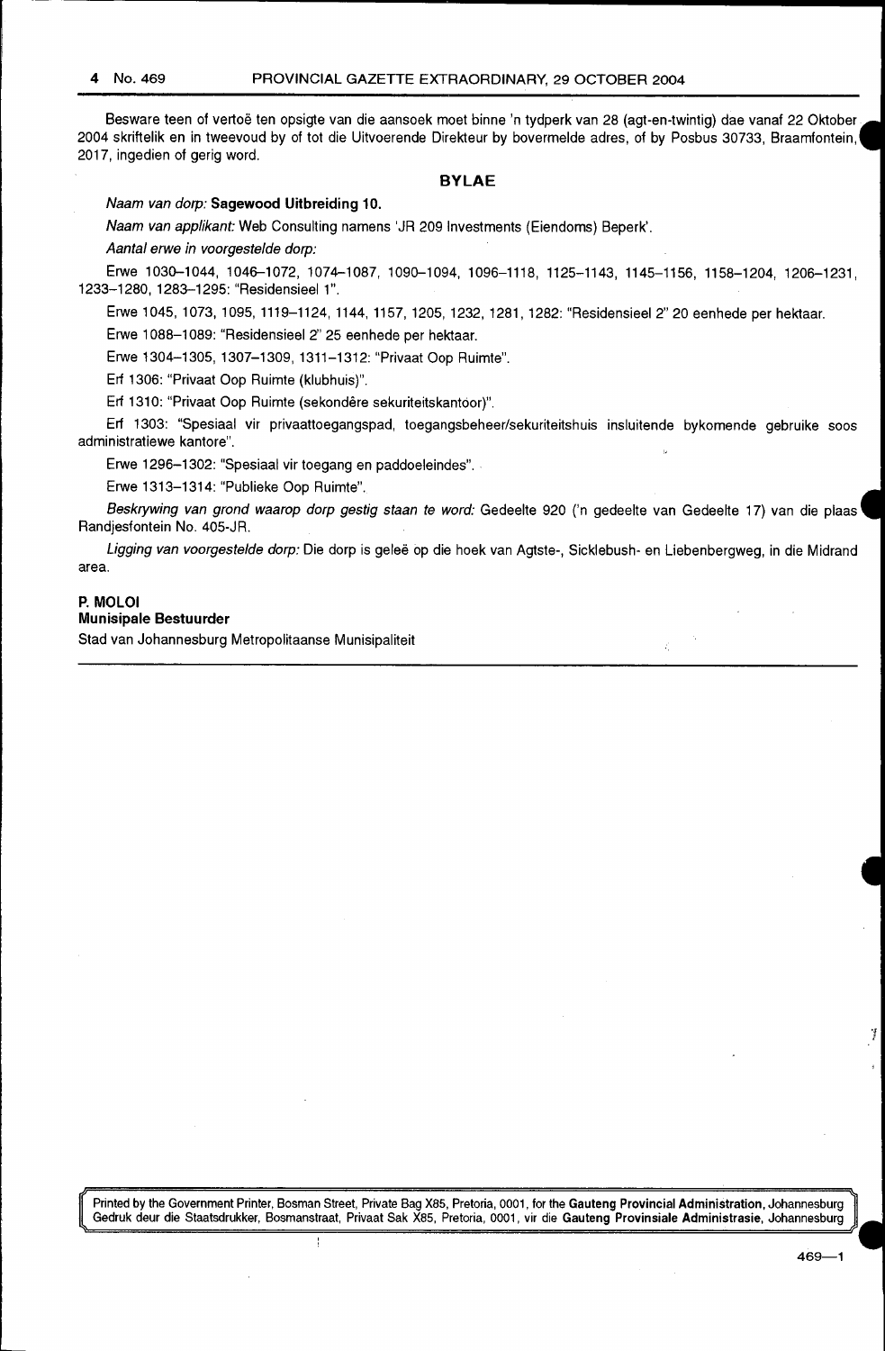Besware teen of vertoë ten opsigte van die aansoek moet binne 'n tydperk van 28 (agt-en-twintig) dae vanaf 22 Oktober 2004 skriftelik en in tweevoud by of tot die Uitvoerende Direkteur by bovermelde adres, of by Posbus 30733, Braamfontein, 2017, ingedien of gerig word.

## BYLAE

*Naam van dorp:* **Sagewood Uitbreiding 10.**

*Naam van applikant:* Web Consulting namens 'JR 209 Investments (Eiendoms) Beperk'.

*Aantal erwe in voorgestelde dorp:*

Erwe 1030–1044, 1046–1072, 1074–1087, 1090–1094, 1096–1118, 1125–1143, 1145–1156, 1158–1204, 1206–1231, 1233–1280, 1283–1295: "Residensieel 1".

Erwe 1045, 1073, 1095, 1119–1124, 1144, 1157, 1205, 1232, 1281, 1282: "Residensieel 2" 20 eenhede per hektaar.

Erwe 1088–1089: "Residensieel 2" 25 eenhede per hektaar.

Erwe 1304–1305, 1307–1309, 1311–1312: "Privaat Oop Ruimte".

Erf 1306: "Privaat Oop Ruimte (klubhuis)".

Erf 1310: "Privaat Oop Ruimte (sekondêre sekuriteitskantoor)".

Erf 1303: "Spesiaal vir privaattoegangspad, toegangsbeheer/sekuriteitshuis insluitende bykomende gebruike soos administratiewe kantore".

Erwe 1296–1302: "Spesiaal vir toegang en paddoeleindes".

Erwe 1313–1314: "Publieke Oop Ruimte".

*Beskrywing van grond waarop dorp gestig staan te word:* Gedeelte 920 ('n gedeelte van Gedeelte 17) van die plaas Randjesfontein No. 405-JR.

*Ligging van voorgestelde dorp:* Die dorp is geleë op die hoek van Agtste-, Sicklebush- en Liebenbergweg, in die Midrand area.

**P. MOLOI**
**Munisipale Bestuurder**
Stad van Johannesburg Metropolitaanse Munisipaliteit

Printed by the Government Printer, Bosman Street, Private Bag X85, Pretoria, 0001, for the **Gauteng Provincial Administration**, Johannesburg
Gedruk deur die Staatsdrukker, Bosmanstraat, Privaat Sak X85, Pretoria, 0001, vir die **Gauteng Provinsiale Administrasie**, Johannesburg

469—1